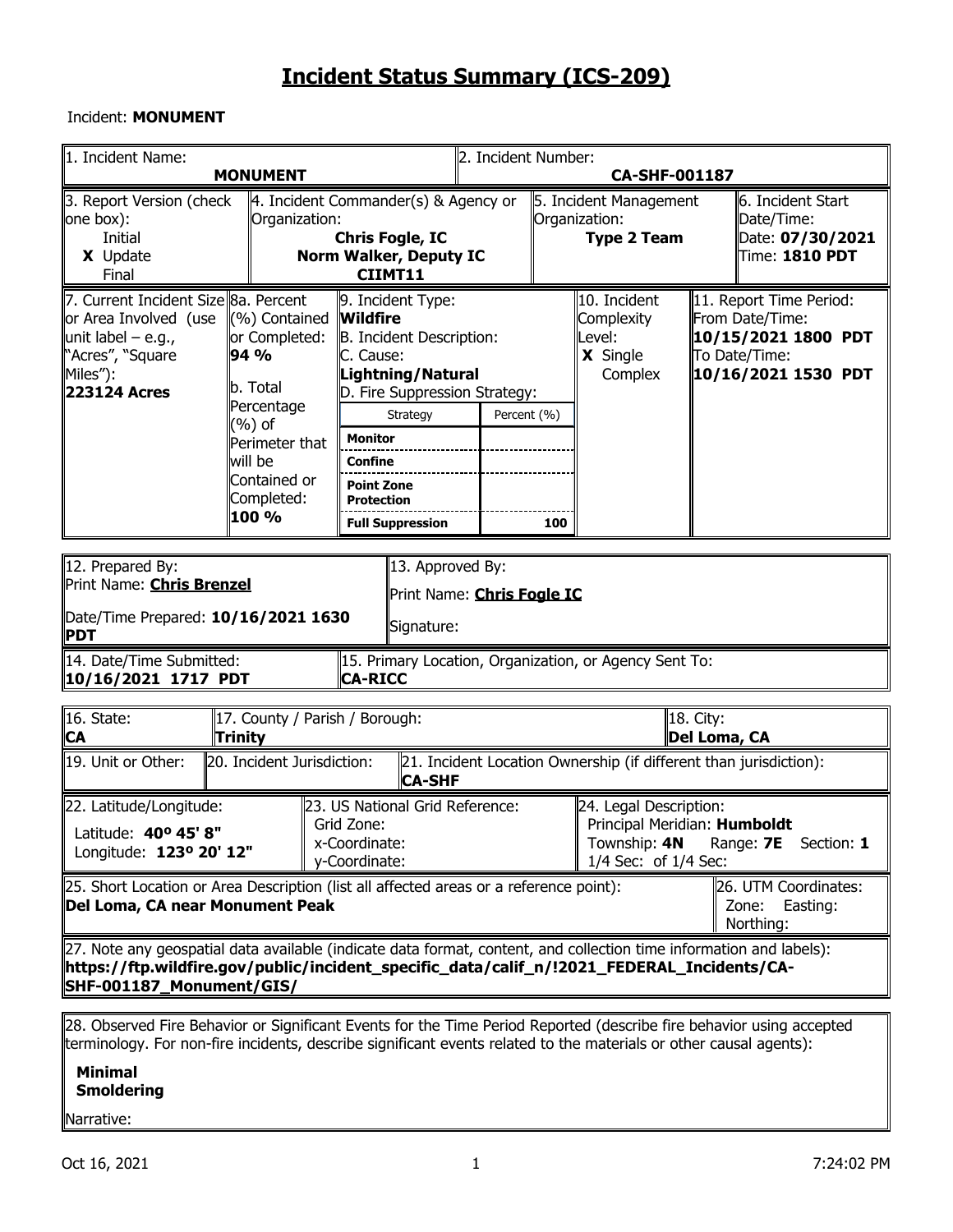# Incident Status Summary (ICS-209)

Incident: **MONUMENT**

| 1. Incident Name: | 2. Incident Number: |
|---|---|
| **MONUMENT** | **CA-SHF-001187** |

| 3. Report Version (check one box): | 4. Incident Commander(s) & Agency or Organization: | 5. Incident Management Organization: | 6. Incident Start Date/Time: |
|---|---|---|---|
| Initial<br>**X** Update<br>Final | **Chris Fogle, IC**<br>**Norm Walker, Deputy IC**<br>**CIIMT11** | **Type 2 Team** | Date: **07/30/2021**<br>Time: **1810 PDT** |

| 7. Current Incident Size or Area Involved (use unit label – e.g., "Acres", "Square Miles"): | 8a. Percent (%) Contained or Completed: | 9. Incident Type: | 10. Incident Complexity Level: | 11. Report Time Period: |
|---|---|---|---|---|
| **223124 Acres** | **94 %**<br><br>b. Total Percentage (%) of Perimeter that will be Contained or Completed:<br>**100 %** | **Wildfire**<br>B. Incident Description:<br>C. Cause:<br>**Lightning/Natural**<br>D. Fire Suppression Strategy: | **X** Single<br>Complex | From Date/Time:<br>**10/15/2021 1800 PDT**<br>To Date/Time:<br>**10/16/2021 1530 PDT** |

| Strategy | Percent (%) |
|---|---|
| **Monitor** | |
| **Confine** | |
| **Point Zone Protection** | |
| **Full Suppression** | 100 |

| 12. Prepared By: | 13. Approved By: |
|---|---|
| Print Name: **Chris Brenzel**<br>Date/Time Prepared: **10/16/2021 1630 PDT** | Print Name: **Chris Fogle IC**<br>Signature: |

| 14. Date/Time Submitted: | 15. Primary Location, Organization, or Agency Sent To: |
|---|---|
| **10/16/2021 1717 PDT** | **CA-RICC** |

| 16. State: | 17. County / Parish / Borough: | 18. City: |
|---|---|---|
| **CA** | **Trinity** | **Del Loma, CA** |

| 19. Unit or Other: | 20. Incident Jurisdiction: | 21. Incident Location Ownership (if different than jurisdiction): |
|---|---|---|
| | | **CA-SHF** |

| 22. Latitude/Longitude: | 23. US National Grid Reference: | 24. Legal Description: |
|---|---|---|
| Latitude: **40º 45' 8"**<br>Longitude: **123º 20' 12"** | Grid Zone:<br>x-Coordinate:<br>y-Coordinate: | Principal Meridian: **Humboldt**<br>Township: **4N** Range: **7E** Section: **1**<br>1/4 Sec: of 1/4 Sec: |

| 25. Short Location or Area Description (list all affected areas or a reference point): | 26. UTM Coordinates: |
|---|---|
| **Del Loma, CA near Monument Peak** | Zone: Easting:<br>Northing: |

27. Note any geospatial data available (indicate data format, content, and collection time information and labels):
**https://ftp.wildfire.gov/public/incident_specific_data/calif_n/!2021_FEDERAL_Incidents/CA-SHF-001187_Monument/GIS/**

28. Observed Fire Behavior or Significant Events for the Time Period Reported (describe fire behavior using accepted terminology. For non-fire incidents, describe significant events related to the materials or other causal agents):

**Minimal**
**Smoldering**

Narrative: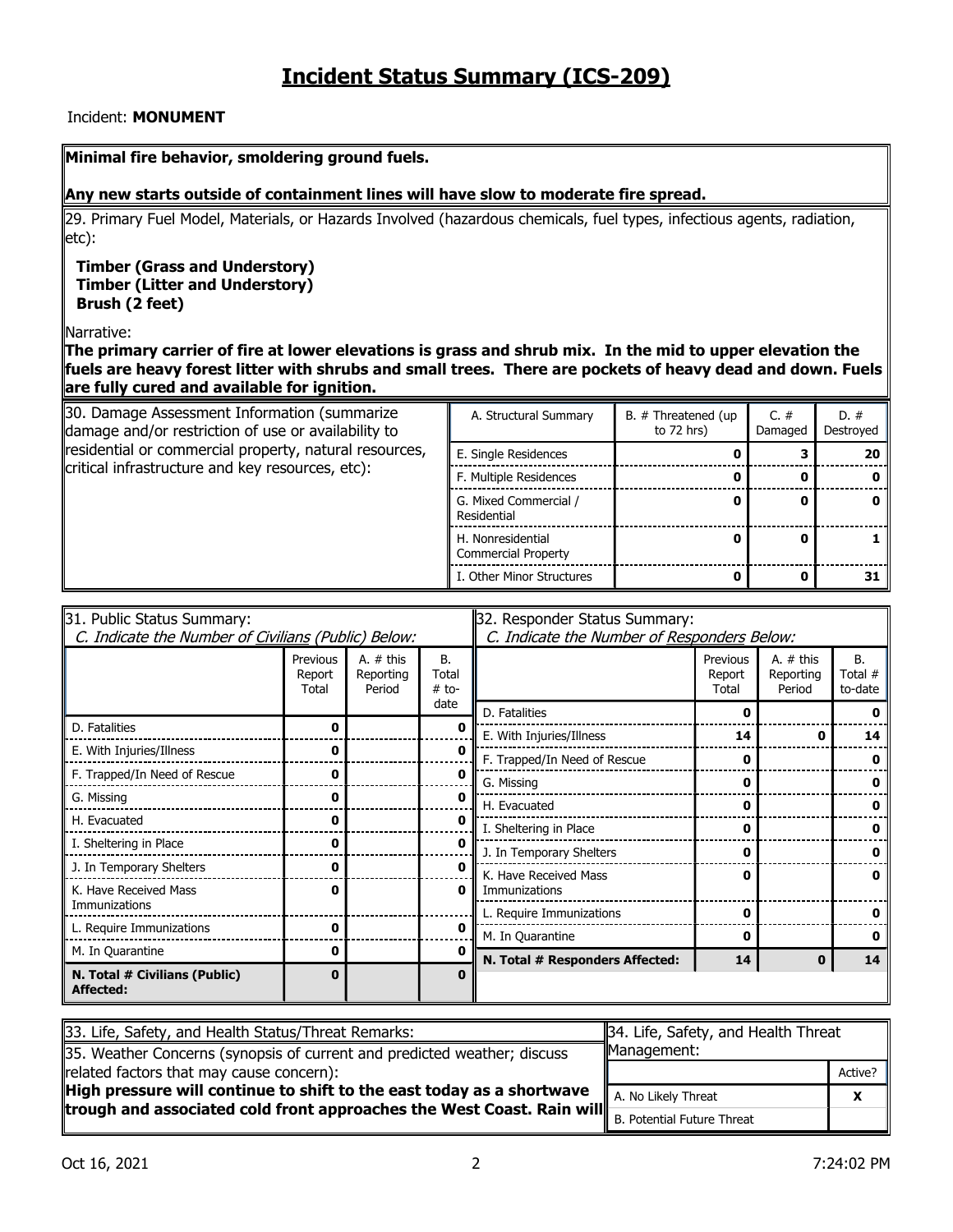# Incident Status Summary (ICS-209)

Incident: **MONUMENT**

**Minimal fire behavior, smoldering ground fuels.**

**Any new starts outside of containment lines will have slow to moderate fire spread.**

29. Primary Fuel Model, Materials, or Hazards Involved (hazardous chemicals, fuel types, infectious agents, radiation, etc):

**Timber (Grass and Understory)**
**Timber (Litter and Understory)**
**Brush (2 feet)**

Narrative:
**The primary carrier of fire at lower elevations is grass and shrub mix. In the mid to upper elevation the fuels are heavy forest litter with shrubs and small trees. There are pockets of heavy dead and down. Fuels are fully cured and available for ignition.**

30. Damage Assessment Information (summarize damage and/or restriction of use or availability to residential or commercial property, natural resources, critical infrastructure and key resources, etc):

| A. Structural Summary | B. # Threatened (up to 72 hrs) | C. # Damaged | D. # Destroyed |
|---|---|---|---|
| E. Single Residences | **0** | **3** | **20** |
| F. Multiple Residences | **0** | **0** | **0** |
| G. Mixed Commercial / Residential | **0** | **0** | **0** |
| H. Nonresidential Commercial Property | **0** | **0** | **1** |
| I. Other Minor Structures | **0** | **0** | **31** |

31. Public Status Summary:
*C. Indicate the Number of Civilians (Public) Below:*

| | Previous Report Total | A. # this Reporting Period | B. Total # to-date |
|---|---|---|---|
| D. Fatalities | **0** | | **0** |
| E. With Injuries/Illness | **0** | | **0** |
| F. Trapped/In Need of Rescue | **0** | | **0** |
| G. Missing | **0** | | **0** |
| H. Evacuated | **0** | | **0** |
| I. Sheltering in Place | **0** | | **0** |
| J. In Temporary Shelters | **0** | | **0** |
| K. Have Received Mass Immunizations | **0** | | **0** |
| L. Require Immunizations | **0** | | **0** |
| M. In Quarantine | **0** | | **0** |
| **N. Total # Civilians (Public) Affected:** | **0** | | **0** |

32. Responder Status Summary:
*C. Indicate the Number of Responders Below:*

| | Previous Report Total | A. # this Reporting Period | B. Total # to-date |
|---|---|---|---|
| D. Fatalities | **0** | | **0** |
| E. With Injuries/Illness | **14** | **0** | **14** |
| F. Trapped/In Need of Rescue | **0** | | **0** |
| G. Missing | **0** | | **0** |
| H. Evacuated | **0** | | **0** |
| I. Sheltering in Place | **0** | | **0** |
| J. In Temporary Shelters | **0** | | **0** |
| K. Have Received Mass Immunizations | **0** | | **0** |
| L. Require Immunizations | **0** | | **0** |
| M. In Quarantine | **0** | | **0** |
| **N. Total # Responders Affected:** | **14** | **0** | **14** |

33. Life, Safety, and Health Status/Threat Remarks:

35. Weather Concerns (synopsis of current and predicted weather; discuss related factors that may cause concern):
**High pressure will continue to shift to the east today as a shortwave trough and associated cold front approaches the West Coast. Rain will**

34. Life, Safety, and Health Threat Management:

| | Active? |
|---|---|
| A. No Likely Threat | **X** |
| B. Potential Future Threat | |

Oct 16, 2021 7:24:02 PM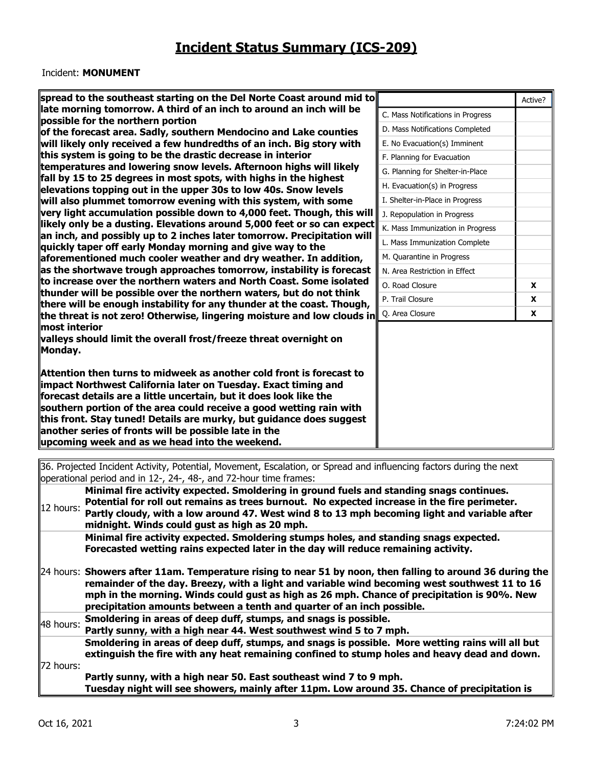# Incident Status Summary (ICS-209)

Incident: **MONUMENT**

**spread to the southeast starting on the Del Norte Coast around mid to late morning tomorrow. A third of an inch to around an inch will be possible for the northern portion of the forecast area. Sadly, southern Mendocino and Lake counties will likely only received a few hundredths of an inch. Big story with this system is going to be the drastic decrease in interior temperatures and lowering snow levels. Afternoon highs will likely fall by 15 to 25 degrees in most spots, with highs in the highest elevations topping out in the upper 30s to low 40s. Snow levels will also plummet tomorrow evening with this system, with some very light accumulation possible down to 4,000 feet. Though, this will likely only be a dusting. Elevations around 5,000 feet or so can expect an inch, and possibly up to 2 inches later tomorrow. Precipitation will quickly taper off early Monday morning and give way to the aforementioned much cooler weather and dry weather. In addition, as the shortwave trough approaches tomorrow, instability is forecast to increase over the northern waters and North Coast. Some isolated thunder will be possible over the northern waters, but do not think there will be enough instability for any thunder at the coast. Though, the threat is not zero! Otherwise, lingering moisture and low clouds in most interior valleys should limit the overall frost/freeze threat overnight on Monday.**

**Attention then turns to midweek as another cold front is forecast to impact Northwest California later on Tuesday. Exact timing and forecast details are a little uncertain, but it does look like the southern portion of the area could receive a good wetting rain with this front. Stay tuned! Details are murky, but guidance does suggest another series of fronts will be possible late in the upcoming week and as we head into the weekend.**

| | Active? |
|---|---|
| C. Mass Notifications in Progress | |
| D. Mass Notifications Completed | |
| E. No Evacuation(s) Imminent | |
| F. Planning for Evacuation | |
| G. Planning for Shelter-in-Place | |
| H. Evacuation(s) in Progress | |
| I. Shelter-in-Place in Progress | |
| J. Repopulation in Progress | |
| K. Mass Immunization in Progress | |
| L. Mass Immunization Complete | |
| M. Quarantine in Progress | |
| N. Area Restriction in Effect | |
| O. Road Closure | **X** |
| P. Trail Closure | **X** |
| Q. Area Closure | **X** |

36. Projected Incident Activity, Potential, Movement, Escalation, or Spread and influencing factors during the next operational period and in 12-, 24-, 48-, and 72-hour time frames:

| | |
|---|---|
| 12 hours: | **Minimal fire activity expected. Smoldering in ground fuels and standing snags continues. Potential for roll out remains as trees burnout. No expected increase in the fire perimeter. Partly cloudy, with a low around 47. West wind 8 to 13 mph becoming light and variable after midnight. Winds could gust as high as 20 mph.** |
| 24 hours: | **Minimal fire activity expected. Smoldering stumps holes, and standing snags expected. Forecasted wetting rains expected later in the day will reduce remaining activity.** <br><br> **Showers after 11am. Temperature rising to near 51 by noon, then falling to around 36 during the remainder of the day. Breezy, with a light and variable wind becoming west southwest 11 to 16 mph in the morning. Winds could gust as high as 26 mph. Chance of precipitation is 90%. New precipitation amounts between a tenth and quarter of an inch possible.** |
| 48 hours: | **Smoldering in areas of deep duff, stumps, and snags is possible. Partly sunny, with a high near 44. West southwest wind 5 to 7 mph.** |
| 72 hours: | **Smoldering in areas of deep duff, stumps, and snags is possible. More wetting rains will all but extinguish the fire with any heat remaining confined to stump holes and heavy dead and down.** <br><br> **Partly sunny, with a high near 50. East southeast wind 7 to 9 mph. Tuesday night will see showers, mainly after 11pm. Low around 35. Chance of precipitation is** |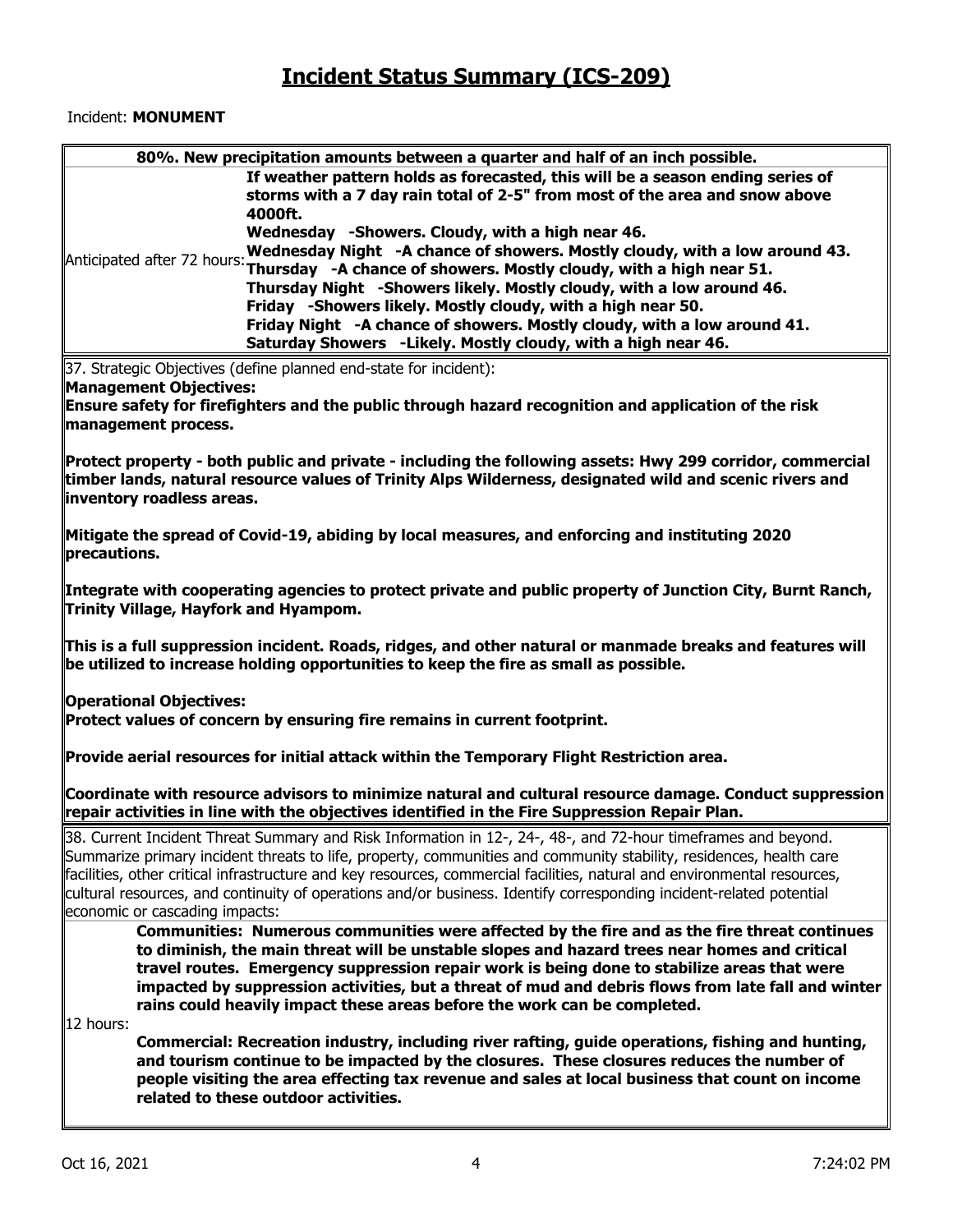# Incident Status Summary (ICS-209)

Incident: **MONUMENT**

**80%. New precipitation amounts between a quarter and half of an inch possible.**

| | |
|---|---|
| Anticipated after 72 hours: | **If weather pattern holds as forecasted, this will be a season ending series of storms with a 7 day rain total of 2-5" from most of the area and snow above 4000ft.**<br>**Wednesday -Showers. Cloudy, with a high near 46.**<br>**Wednesday Night -A chance of showers. Mostly cloudy, with a low around 43.**<br>**Thursday -A chance of showers. Mostly cloudy, with a high near 51.**<br>**Thursday Night -Showers likely. Mostly cloudy, with a low around 46.**<br>**Friday -Showers likely. Mostly cloudy, with a high near 50.**<br>**Friday Night -A chance of showers. Mostly cloudy, with a low around 41.**<br>**Saturday Showers -Likely. Mostly cloudy, with a high near 46.** |

37. Strategic Objectives (define planned end-state for incident):

**Management Objectives:**

**Ensure safety for firefighters and the public through hazard recognition and application of the risk management process.**

**Protect property - both public and private - including the following assets: Hwy 299 corridor, commercial timber lands, natural resource values of Trinity Alps Wilderness, designated wild and scenic rivers and inventory roadless areas.**

**Mitigate the spread of Covid-19, abiding by local measures, and enforcing and instituting 2020 precautions.**

**Integrate with cooperating agencies to protect private and public property of Junction City, Burnt Ranch, Trinity Village, Hayfork and Hyampom.**

**This is a full suppression incident. Roads, ridges, and other natural or manmade breaks and features will be utilized to increase holding opportunities to keep the fire as small as possible.**

**Operational Objectives:**

**Protect values of concern by ensuring fire remains in current footprint.**

**Provide aerial resources for initial attack within the Temporary Flight Restriction area.**

**Coordinate with resource advisors to minimize natural and cultural resource damage. Conduct suppression repair activities in line with the objectives identified in the Fire Suppression Repair Plan.**

38. Current Incident Threat Summary and Risk Information in 12-, 24-, 48-, and 72-hour timeframes and beyond. Summarize primary incident threats to life, property, communities and community stability, residences, health care facilities, other critical infrastructure and key resources, commercial facilities, natural and environmental resources, cultural resources, and continuity of operations and/or business. Identify corresponding incident-related potential economic or cascading impacts:

| | |
|---|---|
| 12 hours: | **Communities: Numerous communities were affected by the fire and as the fire threat continues to diminish, the main threat will be unstable slopes and hazard trees near homes and critical travel routes. Emergency suppression repair work is being done to stabilize areas that were impacted by suppression activities, but a threat of mud and debris flows from late fall and winter rains could heavily impact these areas before the work can be completed.**<br><br>**Commercial: Recreation industry, including river rafting, guide operations, fishing and hunting, and tourism continue to be impacted by the closures. These closures reduces the number of people visiting the area effecting tax revenue and sales at local business that count on income related to these outdoor activities.** |

Oct 16, 2021 7:24:02 PM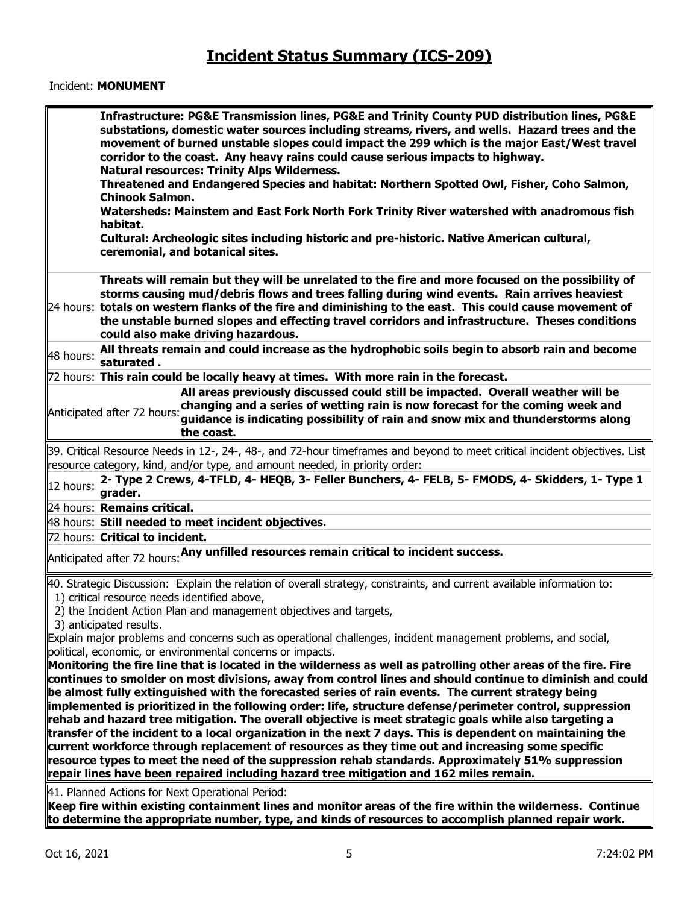# Incident Status Summary (ICS-209)

Incident: **MONUMENT**

| | |
|---|---|
| | **Infrastructure: PG&E Transmission lines, PG&E and Trinity County PUD distribution lines, PG&E substations, domestic water sources including streams, rivers, and wells. Hazard trees and the movement of burned unstable slopes could impact the 299 which is the major East/West travel corridor to the coast. Any heavy rains could cause serious impacts to highway.**<br>**Natural resources: Trinity Alps Wilderness.**<br>**Threatened and Endangered Species and habitat: Northern Spotted Owl, Fisher, Coho Salmon, Chinook Salmon.**<br>**Watersheds: Mainstem and East Fork North Fork Trinity River watershed with anadromous fish habitat.**<br>**Cultural: Archeologic sites including historic and pre-historic. Native American cultural, ceremonial, and botanical sites.** |
| 24 hours: | **Threats will remain but they will be unrelated to the fire and more focused on the possibility of storms causing mud/debris flows and trees falling during wind events. Rain arrives heaviest totals on western flanks of the fire and diminishing to the east. This could cause movement of the unstable burned slopes and effecting travel corridors and infrastructure. Theses conditions could also make driving hazardous.** |
| 48 hours: | **All threats remain and could increase as the hydrophobic soils begin to absorb rain and become saturated .** |
| 72 hours: | **This rain could be locally heavy at times. With more rain in the forecast.** |
| Anticipated after 72 hours: | **All areas previously discussed could still be impacted. Overall weather will be changing and a series of wetting rain is now forecast for the coming week and guidance is indicating possibility of rain and snow mix and thunderstorms along the coast.** |

39. Critical Resource Needs in 12-, 24-, 48-, and 72-hour timeframes and beyond to meet critical incident objectives. List resource category, kind, and/or type, and amount needed, in priority order:

| | |
|---|---|
| 12 hours: | **2- Type 2 Crews, 4-TFLD, 4- HEQB, 3- Feller Bunchers, 4- FELB, 5- FMODS, 4- Skidders, 1- Type 1 grader.** |
| 24 hours: | **Remains critical.** |
| 48 hours: | **Still needed to meet incident objectives.** |
| 72 hours: | **Critical to incident.** |
| Anticipated after 72 hours: | **Any unfilled resources remain critical to incident success.** |

40. Strategic Discussion: Explain the relation of overall strategy, constraints, and current available information to:
1) critical resource needs identified above,
2) the Incident Action Plan and management objectives and targets,
3) anticipated results.

Explain major problems and concerns such as operational challenges, incident management problems, and social, political, economic, or environmental concerns or impacts.

**Monitoring the fire line that is located in the wilderness as well as patrolling other areas of the fire. Fire continues to smolder on most divisions, away from control lines and should continue to diminish and could be almost fully extinguished with the forecasted series of rain events. The current strategy being implemented is prioritized in the following order: life, structure defense/perimeter control, suppression rehab and hazard tree mitigation. The overall objective is meet strategic goals while also targeting a transfer of the incident to a local organization in the next 7 days. This is dependent on maintaining the current workforce through replacement of resources as they time out and increasing some specific resource types to meet the need of the suppression rehab standards. Approximately 51% suppression repair lines have been repaired including hazard tree mitigation and 162 miles remain.**

41. Planned Actions for Next Operational Period:

**Keep fire within existing containment lines and monitor areas of the fire within the wilderness. Continue to determine the appropriate number, type, and kinds of resources to accomplish planned repair work.**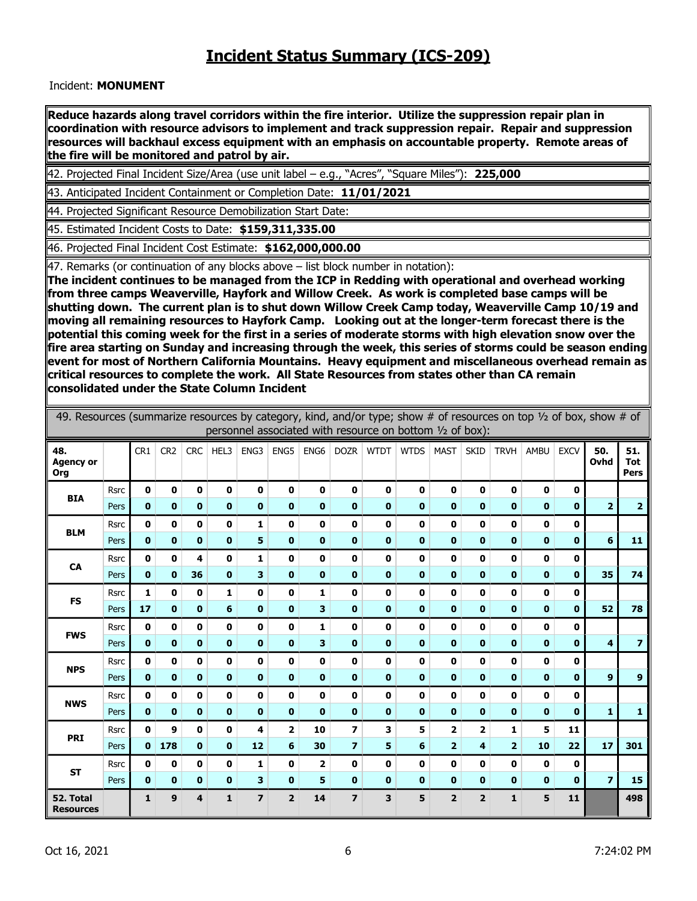# Incident Status Summary (ICS-209)

Incident: **MONUMENT**

**Reduce hazards along travel corridors within the fire interior. Utilize the suppression repair plan in coordination with resource advisors to implement and track suppression repair. Repair and suppression resources will backhaul excess equipment with an emphasis on accountable property. Remote areas of the fire will be monitored and patrol by air.**

42. Projected Final Incident Size/Area (use unit label – e.g., "Acres", "Square Miles"): **225,000**

43. Anticipated Incident Containment or Completion Date: **11/01/2021**

44. Projected Significant Resource Demobilization Start Date:

45. Estimated Incident Costs to Date: **$159,311,335.00**

46. Projected Final Incident Cost Estimate: **$162,000,000.00**

47. Remarks (or continuation of any blocks above – list block number in notation):
**The incident continues to be managed from the ICP in Redding with operational and overhead working from three camps Weaverville, Hayfork and Willow Creek. As work is completed base camps will be shutting down. The current plan is to shut down Willow Creek Camp today, Weaverville Camp 10/19 and moving all remaining resources to Hayfork Camp. Looking out at the longer-term forecast there is the potential this coming week for the first in a series of moderate storms with high elevation snow over the fire area starting on Sunday and increasing through the week, this series of storms could be season ending event for most of Northern California Mountains. Heavy equipment and miscellaneous overhead remain as critical resources to complete the work. All State Resources from states other than CA remain consolidated under the State Column Incident**

49. Resources (summarize resources by category, kind, and/or type; show # of resources on top ½ of box, show # of personnel associated with resource on bottom ½ of box):

| 48. Agency or Org | | CR1 | CR2 | CRC | HEL3 | ENG3 | ENG5 | ENG6 | DOZR | WTDT | WTDS | MAST | SKID | TRVH | AMBU | EXCV | 50. Ovhd | 51. Tot Pers |
|---|---|---|---|---|---|---|---|---|---|---|---|---|---|---|---|---|---|---|
| **BIA** | Rsrc | 0 | 0 | 0 | 0 | 0 | 0 | 0 | 0 | 0 | 0 | 0 | 0 | 0 | 0 | 0 | | |
| | Pers | 0 | 0 | 0 | 0 | 0 | 0 | 0 | 0 | 0 | 0 | 0 | 0 | 0 | 0 | 0 | 2 | 2 |
| **BLM** | Rsrc | 0 | 0 | 0 | 0 | 1 | 0 | 0 | 0 | 0 | 0 | 0 | 0 | 0 | 0 | 0 | | |
| | Pers | 0 | 0 | 0 | 0 | 5 | 0 | 0 | 0 | 0 | 0 | 0 | 0 | 0 | 0 | 0 | 6 | 11 |
| **CA** | Rsrc | 0 | 0 | 4 | 0 | 1 | 0 | 0 | 0 | 0 | 0 | 0 | 0 | 0 | 0 | 0 | | |
| | Pers | 0 | 0 | 36 | 0 | 3 | 0 | 0 | 0 | 0 | 0 | 0 | 0 | 0 | 0 | 0 | 35 | 74 |
| **FS** | Rsrc | 1 | 0 | 0 | 1 | 0 | 0 | 1 | 0 | 0 | 0 | 0 | 0 | 0 | 0 | 0 | | |
| | Pers | 17 | 0 | 0 | 6 | 0 | 0 | 3 | 0 | 0 | 0 | 0 | 0 | 0 | 0 | 0 | 52 | 78 |
| **FWS** | Rsrc | 0 | 0 | 0 | 0 | 0 | 0 | 1 | 0 | 0 | 0 | 0 | 0 | 0 | 0 | 0 | | |
| | Pers | 0 | 0 | 0 | 0 | 0 | 0 | 3 | 0 | 0 | 0 | 0 | 0 | 0 | 0 | 0 | 4 | 7 |
| **NPS** | Rsrc | 0 | 0 | 0 | 0 | 0 | 0 | 0 | 0 | 0 | 0 | 0 | 0 | 0 | 0 | 0 | | |
| | Pers | 0 | 0 | 0 | 0 | 0 | 0 | 0 | 0 | 0 | 0 | 0 | 0 | 0 | 0 | 0 | 9 | 9 |
| **NWS** | Rsrc | 0 | 0 | 0 | 0 | 0 | 0 | 0 | 0 | 0 | 0 | 0 | 0 | 0 | 0 | 0 | | |
| | Pers | 0 | 0 | 0 | 0 | 0 | 0 | 0 | 0 | 0 | 0 | 0 | 0 | 0 | 0 | 0 | 1 | 1 |
| **PRI** | Rsrc | 0 | 9 | 0 | 0 | 4 | 2 | 10 | 7 | 3 | 5 | 2 | 2 | 1 | 5 | 11 | | |
| | Pers | 0 | 178 | 0 | 0 | 12 | 6 | 30 | 7 | 5 | 6 | 2 | 4 | 2 | 10 | 22 | 17 | 301 |
| **ST** | Rsrc | 0 | 0 | 0 | 0 | 1 | 0 | 2 | 0 | 0 | 0 | 0 | 0 | 0 | 0 | 0 | | |
| | Pers | 0 | 0 | 0 | 0 | 3 | 0 | 5 | 0 | 0 | 0 | 0 | 0 | 0 | 0 | 0 | 7 | 15 |
| **52. Total Resources** | | 1 | 9 | 4 | 1 | 7 | 2 | 14 | 7 | 3 | 5 | 2 | 2 | 1 | 5 | 11 | | 498 |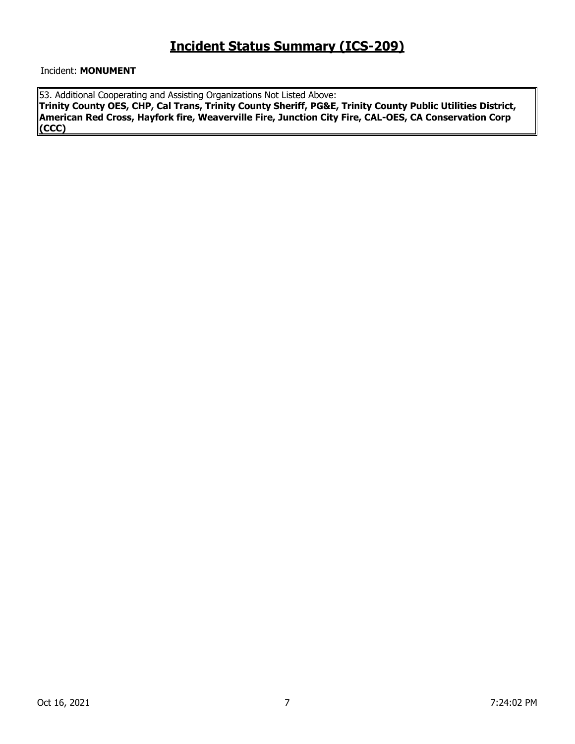# Incident Status Summary (ICS-209)

Incident: **MONUMENT**

53. Additional Cooperating and Assisting Organizations Not Listed Above:
**Trinity County OES, CHP, Cal Trans, Trinity County Sheriff, PG&E, Trinity County Public Utilities District, American Red Cross, Hayfork fire, Weaverville Fire, Junction City Fire, CAL-OES, CA Conservation Corp (CCC)**